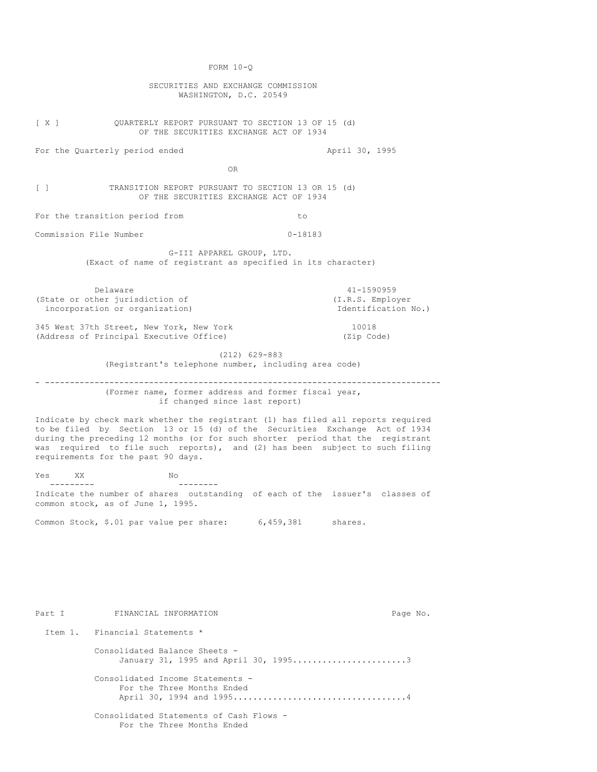FORM 10-Q

SECURITIES AND EXCHANGE COMMISSION
WASHINGTON, D.C. 20549

[ X ] QUARTERLY REPORT PURSUANT TO SECTION 13 OF 15 (d) OF THE SECURITIES EXCHANGE ACT OF 1934

For the Quarterly period ended April 30, 1995

OR

[ ] TRANSITION REPORT PURSUANT TO SECTION 13 OR 15 (d) OF THE SECURITIES EXCHANGE ACT OF 1934

For the transition period from to

Commission File Number 0-18183

G-III APPAREL GROUP, LTD.
(Exact of name of registrant as specified in its character)

| | |
|---|---|
| Delaware | 41-1590959 |
| (State or other jurisdiction of incorporation or organization) | (I.R.S. Employer Identification No.) |
| 345 West 37th Street, New York, New York | 10018 |
| (Address of Principal Executive Office) | (Zip Code) |

(212) 629-883
(Registrant's telephone number, including area code)

---

(Former name, former address and former fiscal year, if changed since last report)

Indicate by check mark whether the registrant (1) has filed all reports required to be filed by Section 13 or 15 (d) of the Securities Exchange Act of 1934 during the preceding 12 months (or for such shorter period that the registrant was required to file such reports), and (2) has been subject to such filing requirements for the past 90 days.

Yes XX No

Indicate the number of shares outstanding of each of the issuer's classes of common stock, as of June 1, 1995.

Common Stock, $.01 par value per share: 6,459,381 shares.

| Part I | FINANCIAL INFORMATION | Page No. |
|---|---|---|
| Item 1. | Financial Statements * | |
| | Consolidated Balance Sheets - January 31, 1995 and April 30, 1995 | 3 |
| | Consolidated Income Statements - For the Three Months Ended April 30, 1994 and 1995 | 4 |
| | Consolidated Statements of Cash Flows - For the Three Months Ended | |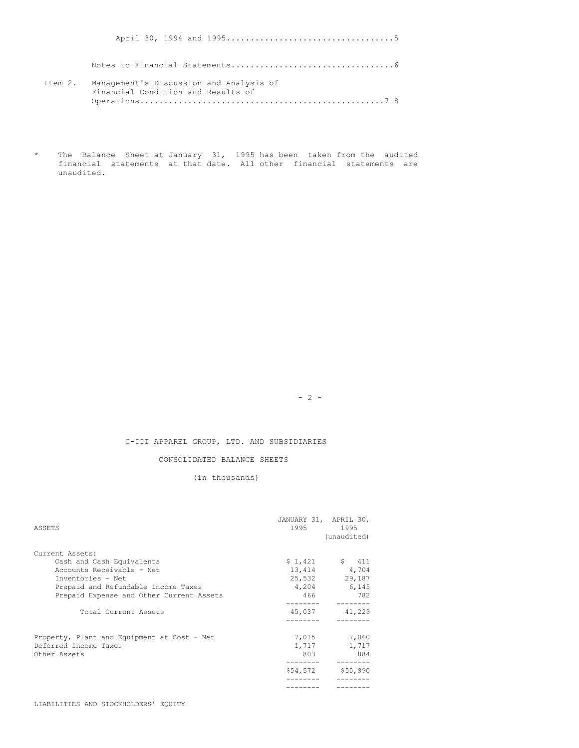April 30, 1994 and 1995....................................5

Notes to Financial Statements..................................6

Item 2. Management's Discussion and Analysis of Financial Condition and Results of Operations..................................................7-8

\* The Balance Sheet at January 31, 1995 has been taken from the audited financial statements at that date. All other financial statements are unaudited.

G-III APPAREL GROUP, LTD. AND SUBSIDIARIES

CONSOLIDATED BALANCE SHEETS

(in thousands)

| ASSETS | JANUARY 31, 1995 | APRIL 30, 1995 (unaudited) |
|---|---|---|
| Current Assets: | | |
| Cash and Cash Equivalents | $ 1,421 | $ 411 |
| Accounts Receivable - Net | 13,414 | 4,704 |
| Inventories - Net | 25,532 | 29,187 |
| Prepaid and Refundable Income Taxes | 4,204 | 6,145 |
| Prepaid Expense and Other Current Assets | 466 | 782 |
| Total Current Assets | 45,037 | 41,229 |
| Property, Plant and Equipment at Cost - Net | 7,015 | 7,060 |
| Deferred Income Taxes | 1,717 | 1,717 |
| Other Assets | 803 | 884 |
| | $54,572 | $50,890 |

LIABILITIES AND STOCKHOLDERS' EQUITY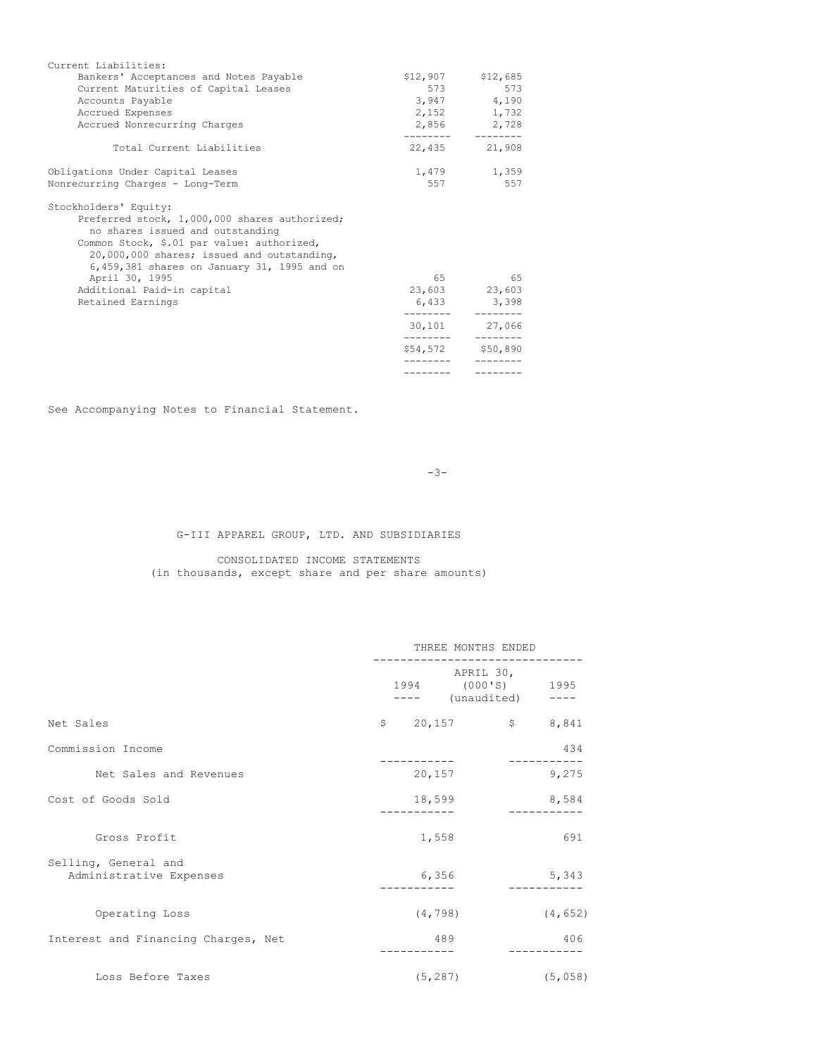| | | |
|---|---|---|
| Current Liabilities: | | |
| Bankers' Acceptances and Notes Payable | $12,907 | $12,685 |
| Current Maturities of Capital Leases | 573 | 573 |
| Accounts Payable | 3,947 | 4,190 |
| Accrued Expenses | 2,152 | 1,732 |
| Accrued Nonrecurring Charges | 2,856 | 2,728 |
| Total Current Liabilities | 22,435 | 21,908 |
| Obligations Under Capital Leases | 1,479 | 1,359 |
| Nonrecurring Charges - Long-Term | 557 | 557 |
| Stockholders' Equity: | | |
| Preferred stock, 1,000,000 shares authorized; no shares issued and outstanding | | |
| Common Stock, $.01 par value: authorized, 20,000,000 shares; issued and outstanding, 6,459,381 shares on January 31, 1995 and on April 30, 1995 | 65 | 65 |
| Additional Paid-in capital | 23,603 | 23,603 |
| Retained Earnings | 6,433 | 3,398 |
| | 30,101 | 27,066 |
| | $54,572 | $50,890 |

See Accompanying Notes to Financial Statement.

G-III APPAREL GROUP, LTD. AND SUBSIDIARIES

CONSOLIDATED INCOME STATEMENTS
(in thousands, except share and per share amounts)

| | THREE MONTHS ENDED APRIL 30, (000'S) (unaudited) | |
|---|---|---|
| | 1994 | 1995 |
| Net Sales | $ 20,157 | $ 8,841 |
| Commission Income | | 434 |
| Net Sales and Revenues | 20,157 | 9,275 |
| Cost of Goods Sold | 18,599 | 8,584 |
| Gross Profit | 1,558 | 691 |
| Selling, General and Administrative Expenses | 6,356 | 5,343 |
| Operating Loss | (4,798) | (4,652) |
| Interest and Financing Charges, Net | 489 | 406 |
| Loss Before Taxes | (5,287) | (5,058) |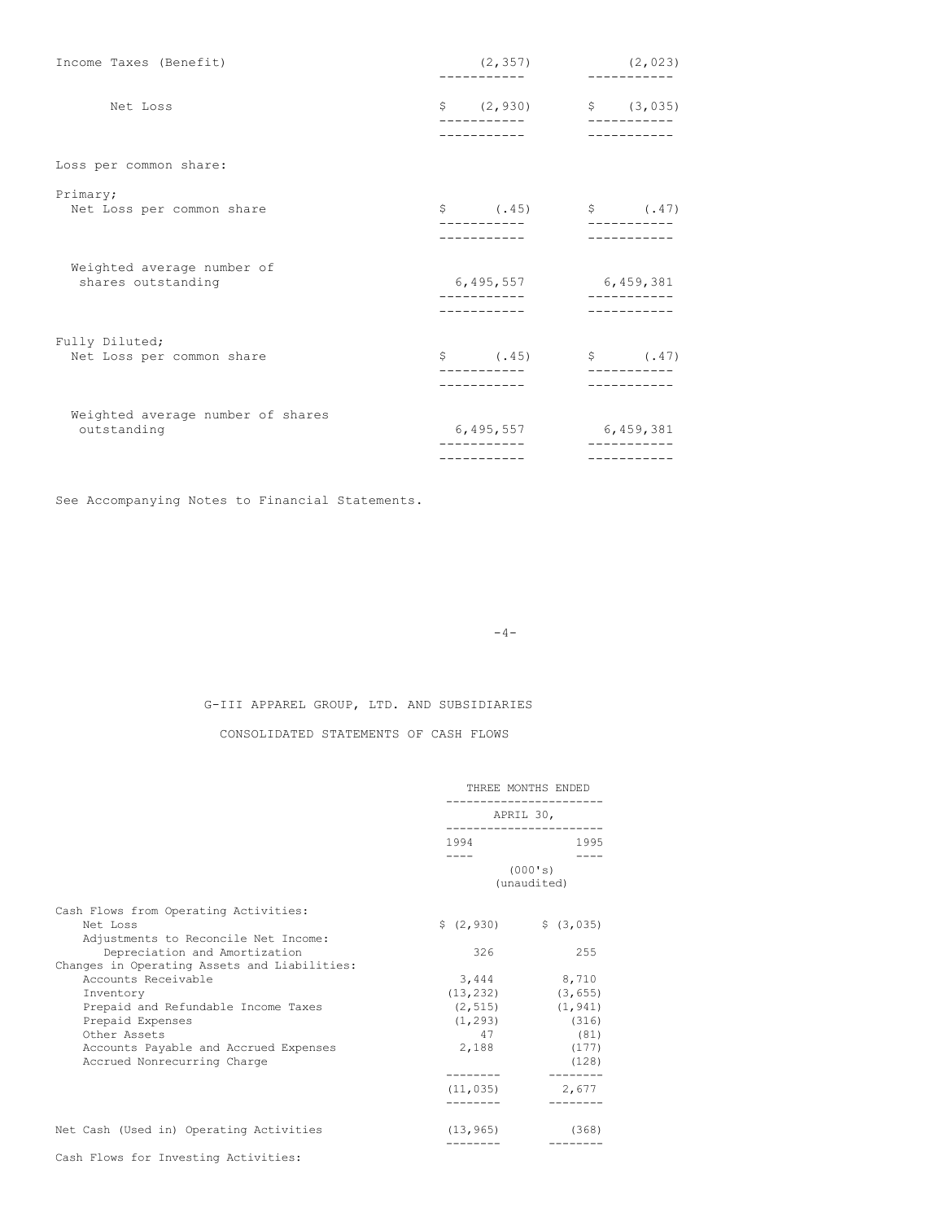| | | |
|---|---|---|
| Income Taxes (Benefit) | (2,357) | (2,023) |
| Net Loss | $ (2,930) | $ (3,035) |
| Loss per common share: | | |
| Primary; | | |
| Net Loss per common share | $ (.45) | $ (.47) |
| Weighted average number of shares outstanding | 6,495,557 | 6,459,381 |
| Fully Diluted; | | |
| Net Loss per common share | $ (.45) | $ (.47) |
| Weighted average number of shares outstanding | 6,495,557 | 6,459,381 |

See Accompanying Notes to Financial Statements.

## G-III APPAREL GROUP, LTD. AND SUBSIDIARIES

## CONSOLIDATED STATEMENTS OF CASH FLOWS

| | THREE MONTHS ENDED APRIL 30, | |
|---|---|---|
| | 1994 | 1995 |
| | (000's) (unaudited) | |
| Cash Flows from Operating Activities: | | |
| Net Loss | $ (2,930) | $ (3,035) |
| Adjustments to Reconcile Net Income: | | |
| Depreciation and Amortization | 326 | 255 |
| Changes in Operating Assets and Liabilities: | | |
| Accounts Receivable | 3,444 | 8,710 |
| Inventory | (13,232) | (3,655) |
| Prepaid and Refundable Income Taxes | (2,515) | (1,941) |
| Prepaid Expenses | (1,293) | (316) |
| Other Assets | 47 | (81) |
| Accounts Payable and Accrued Expenses | 2,188 | (177) |
| Accrued Nonrecurring Charge | | (128) |
| | (11,035) | 2,677 |
| Net Cash (Used in) Operating Activities | (13,965) | (368) |
| Cash Flows for Investing Activities: | | |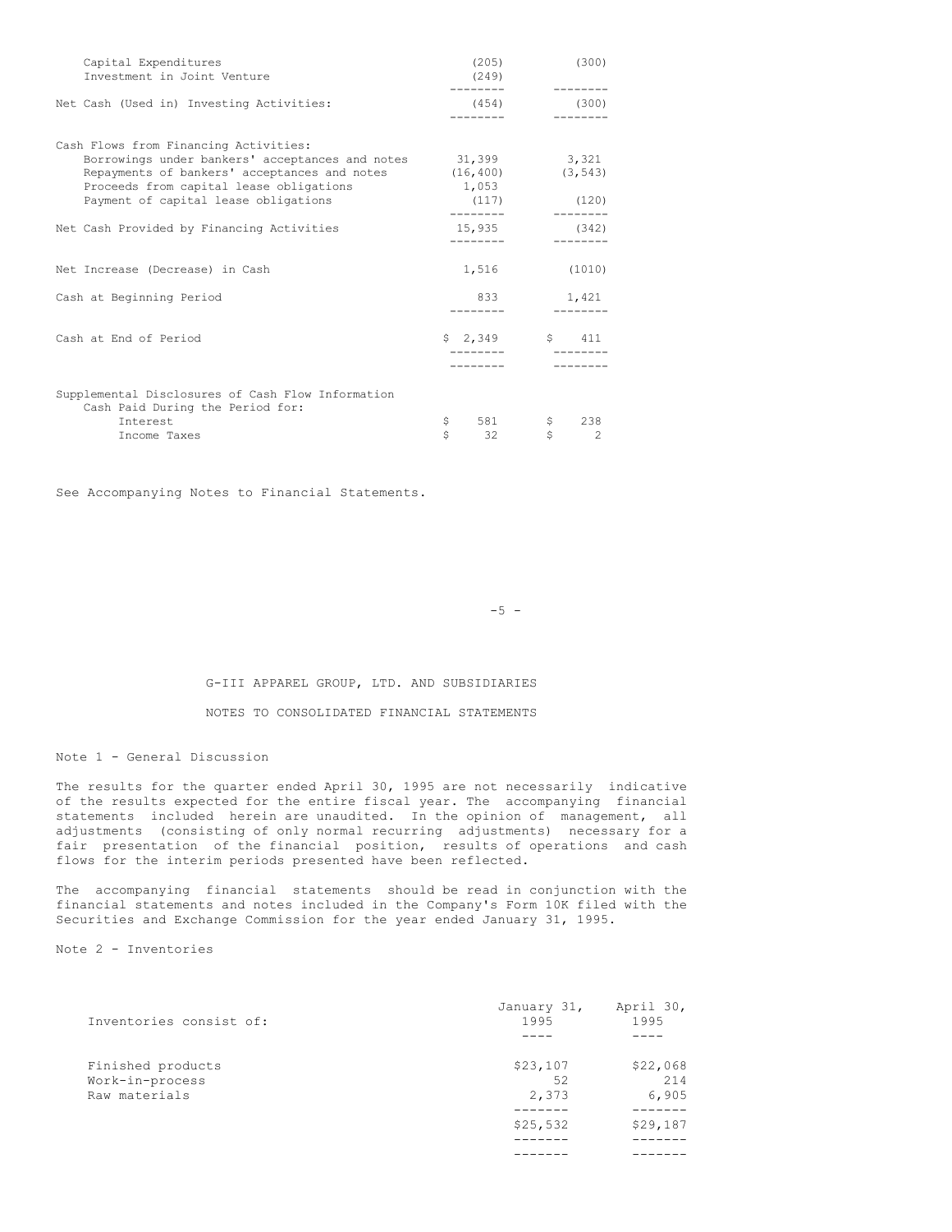| | | |
|---|---|---|
| Capital Expenditures | (205) | (300) |
| Investment in Joint Venture | (249) | |
| Net Cash (Used in) Investing Activities: | (454) | (300) |
| Cash Flows from Financing Activities: | | |
| Borrowings under bankers' acceptances and notes | 31,399 | 3,321 |
| Repayments of bankers' acceptances and notes | (16,400) | (3,543) |
| Proceeds from capital lease obligations | 1,053 | |
| Payment of capital lease obligations | (117) | (120) |
| Net Cash Provided by Financing Activities | 15,935 | (342) |
| Net Increase (Decrease) in Cash | 1,516 | (1010) |
| Cash at Beginning Period | 833 | 1,421 |
| Cash at End of Period | $ 2,349 | $ 411 |
| Supplemental Disclosures of Cash Flow Information | | |
| Cash Paid During the Period for: | | |
| Interest | $ 581 | $ 238 |
| Income Taxes | $ 32 | $ 2 |

See Accompanying Notes to Financial Statements.

G-III APPAREL GROUP, LTD. AND SUBSIDIARIES

NOTES TO CONSOLIDATED FINANCIAL STATEMENTS

Note 1 - General Discussion

The results for the quarter ended April 30, 1995 are not necessarily indicative of the results expected for the entire fiscal year. The accompanying financial statements included herein are unaudited. In the opinion of management, all adjustments (consisting of only normal recurring adjustments) necessary for a fair presentation of the financial position, results of operations and cash flows for the interim periods presented have been reflected.

The accompanying financial statements should be read in conjunction with the financial statements and notes included in the Company's Form 10K filed with the Securities and Exchange Commission for the year ended January 31, 1995.

Note 2 - Inventories

| Inventories consist of: | January 31, 1995 | April 30, 1995 |
|---|---|---|
| Finished products | $23,107 | $22,068 |
| Work-in-process | 52 | 214 |
| Raw materials | 2,373 | 6,905 |
| | $25,532 | $29,187 |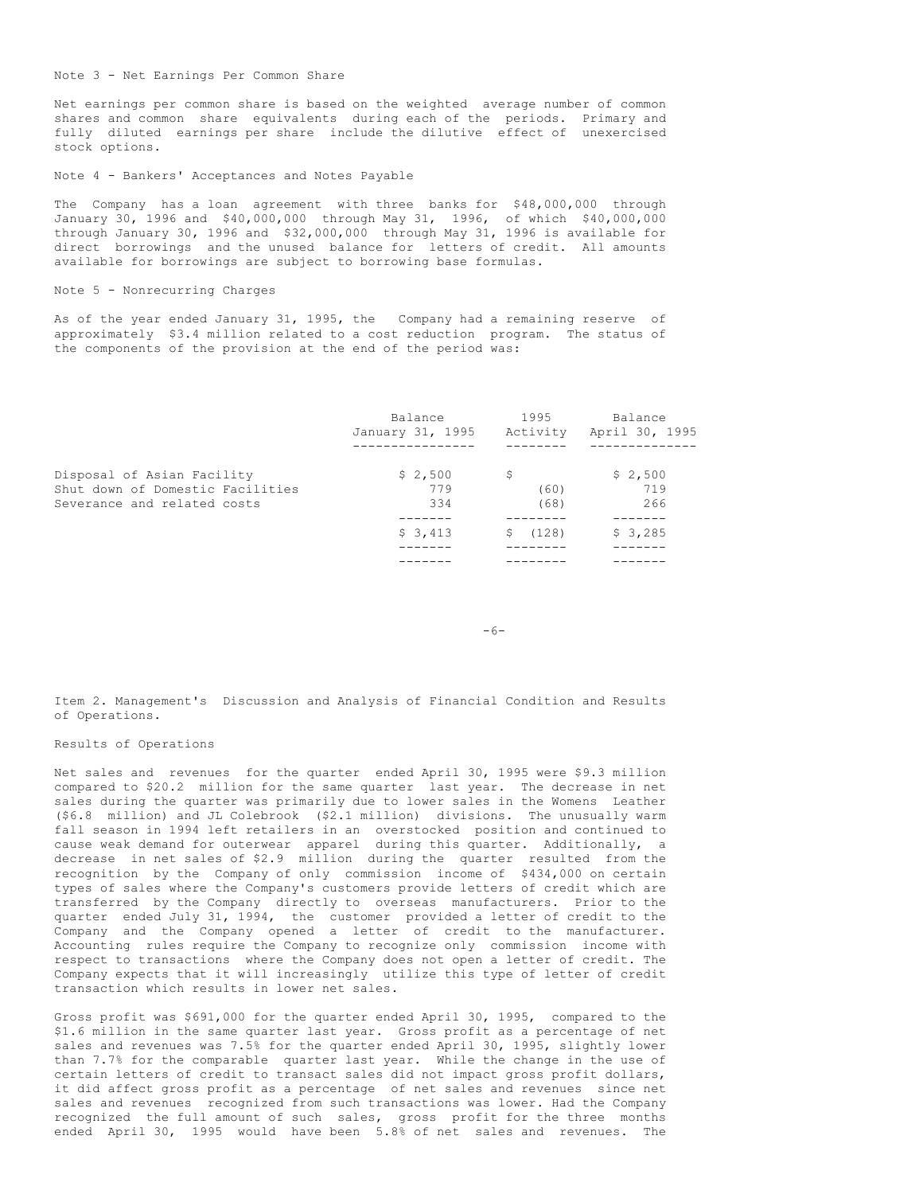Note 3 - Net Earnings Per Common Share

Net earnings per common share is based on the weighted average number of common shares and common share equivalents during each of the periods. Primary and fully diluted earnings per share include the dilutive effect of unexercised stock options.

Note 4 - Bankers' Acceptances and Notes Payable

The Company has a loan agreement with three banks for $48,000,000 through January 30, 1996 and $40,000,000 through May 31, 1996, of which $40,000,000 through January 30, 1996 and $32,000,000 through May 31, 1996 is available for direct borrowings and the unused balance for letters of credit. All amounts available for borrowings are subject to borrowing base formulas.

Note 5 - Nonrecurring Charges

As of the year ended January 31, 1995, the Company had a remaining reserve of approximately $3.4 million related to a cost reduction program. The status of the components of the provision at the end of the period was:

| | Balance January 31, 1995 | 1995 Activity | Balance April 30, 1995 |
|---|---|---|---|
| Disposal of Asian Facility | $ 2,500 | $ | $ 2,500 |
| Shut down of Domestic Facilities | 779 | (60) | 719 |
| Severance and related costs | 334 | (68) | 266 |
| | $ 3,413 | $ (128) | $ 3,285 |

Item 2. Management's Discussion and Analysis of Financial Condition and Results of Operations.

Results of Operations

Net sales and revenues for the quarter ended April 30, 1995 were $9.3 million compared to $20.2 million for the same quarter last year. The decrease in net sales during the quarter was primarily due to lower sales in the Womens Leather ($6.8 million) and JL Colebrook ($2.1 million) divisions. The unusually warm fall season in 1994 left retailers in an overstocked position and continued to cause weak demand for outerwear apparel during this quarter. Additionally, a decrease in net sales of $2.9 million during the quarter resulted from the recognition by the Company of only commission income of $434,000 on certain types of sales where the Company's customers provide letters of credit which are transferred by the Company directly to overseas manufacturers. Prior to the quarter ended July 31, 1994, the customer provided a letter of credit to the Company and the Company opened a letter of credit to the manufacturer. Accounting rules require the Company to recognize only commission income with respect to transactions where the Company does not open a letter of credit. The Company expects that it will increasingly utilize this type of letter of credit transaction which results in lower net sales.

Gross profit was $691,000 for the quarter ended April 30, 1995, compared to the $1.6 million in the same quarter last year. Gross profit as a percentage of net sales and revenues was 7.5% for the quarter ended April 30, 1995, slightly lower than 7.7% for the comparable quarter last year. While the change in the use of certain letters of credit to transact sales did not impact gross profit dollars, it did affect gross profit as a percentage of net sales and revenues since net sales and revenues recognized from such transactions was lower. Had the Company recognized the full amount of such sales, gross profit for the three months ended April 30, 1995 would have been 5.8% of net sales and revenues. The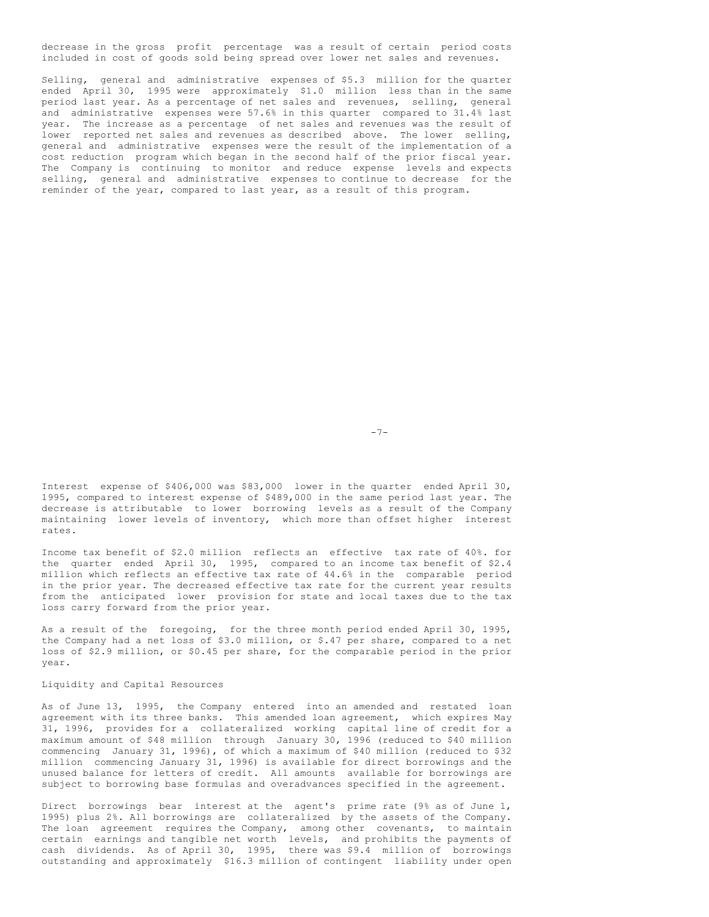decrease in the gross profit percentage was a result of certain period costs included in cost of goods sold being spread over lower net sales and revenues.

Selling, general and administrative expenses of $5.3 million for the quarter ended April 30, 1995 were approximately $1.0 million less than in the same period last year. As a percentage of net sales and revenues, selling, general and administrative expenses were 57.6% in this quarter compared to 31.4% last year. The increase as a percentage of net sales and revenues was the result of lower reported net sales and revenues as described above. The lower selling, general and administrative expenses were the result of the implementation of a cost reduction program which began in the second half of the prior fiscal year. The Company is continuing to monitor and reduce expense levels and expects selling, general and administrative expenses to continue to decrease for the reminder of the year, compared to last year, as a result of this program.

Interest expense of $406,000 was $83,000 lower in the quarter ended April 30, 1995, compared to interest expense of $489,000 in the same period last year. The decrease is attributable to lower borrowing levels as a result of the Company maintaining lower levels of inventory, which more than offset higher interest rates.

Income tax benefit of $2.0 million reflects an effective tax rate of 40%. for the quarter ended April 30, 1995, compared to an income tax benefit of $2.4 million which reflects an effective tax rate of 44.6% in the comparable period in the prior year. The decreased effective tax rate for the current year results from the anticipated lower provision for state and local taxes due to the tax loss carry forward from the prior year.

As a result of the foregoing, for the three month period ended April 30, 1995, the Company had a net loss of $3.0 million, or $.47 per share, compared to a net loss of $2.9 million, or $0.45 per share, for the comparable period in the prior year.

## Liquidity and Capital Resources

As of June 13, 1995, the Company entered into an amended and restated loan agreement with its three banks. This amended loan agreement, which expires May 31, 1996, provides for a collateralized working capital line of credit for a maximum amount of $48 million through January 30, 1996 (reduced to $40 million commencing January 31, 1996), of which a maximum of $40 million (reduced to $32 million commencing January 31, 1996) is available for direct borrowings and the unused balance for letters of credit. All amounts available for borrowings are subject to borrowing base formulas and overadvances specified in the agreement.

Direct borrowings bear interest at the agent's prime rate (9% as of June 1, 1995) plus 2%. All borrowings are collateralized by the assets of the Company. The loan agreement requires the Company, among other covenants, to maintain certain earnings and tangible net worth levels, and prohibits the payments of cash dividends. As of April 30, 1995, there was $9.4 million of borrowings outstanding and approximately $16.3 million of contingent liability under open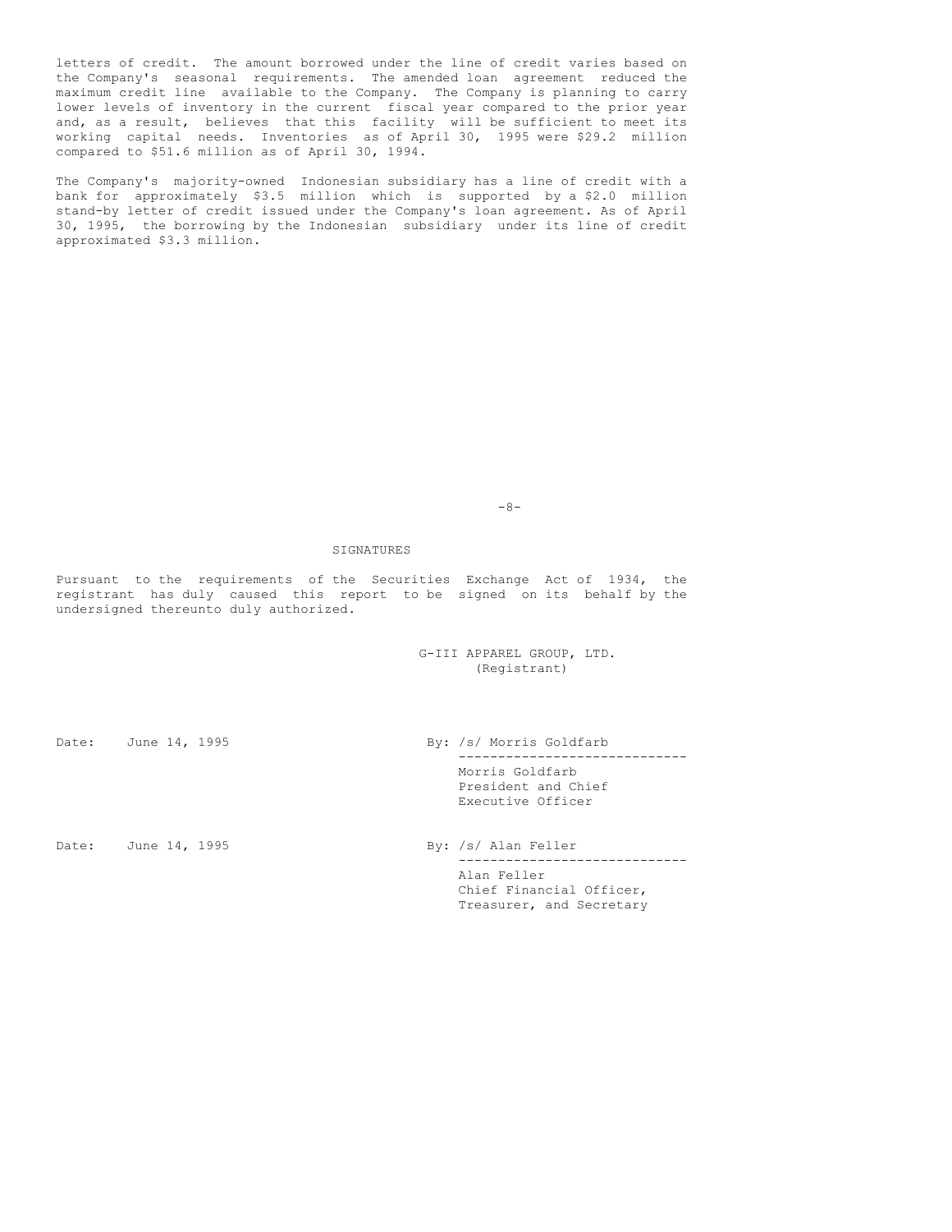letters of credit. The amount borrowed under the line of credit varies based on the Company's seasonal requirements. The amended loan agreement reduced the maximum credit line available to the Company. The Company is planning to carry lower levels of inventory in the current fiscal year compared to the prior year and, as a result, believes that this facility will be sufficient to meet its working capital needs. Inventories as of April 30, 1995 were $29.2 million compared to $51.6 million as of April 30, 1994.

The Company's majority-owned Indonesian subsidiary has a line of credit with a bank for approximately $3.5 million which is supported by a $2.0 million stand-by letter of credit issued under the Company's loan agreement. As of April 30, 1995, the borrowing by the Indonesian subsidiary under its line of credit approximated $3.3 million.

## SIGNATURES

Pursuant to the requirements of the Securities Exchange Act of 1934, the registrant has duly caused this report to be signed on its behalf by the undersigned thereunto duly authorized.

G-III APPAREL GROUP, LTD.
(Registrant)

Date: June 14, 1995

By: /s/ Morris Goldfarb
Morris Goldfarb
President and Chief Executive Officer

Date: June 14, 1995

By: /s/ Alan Feller
Alan Feller
Chief Financial Officer, Treasurer, and Secretary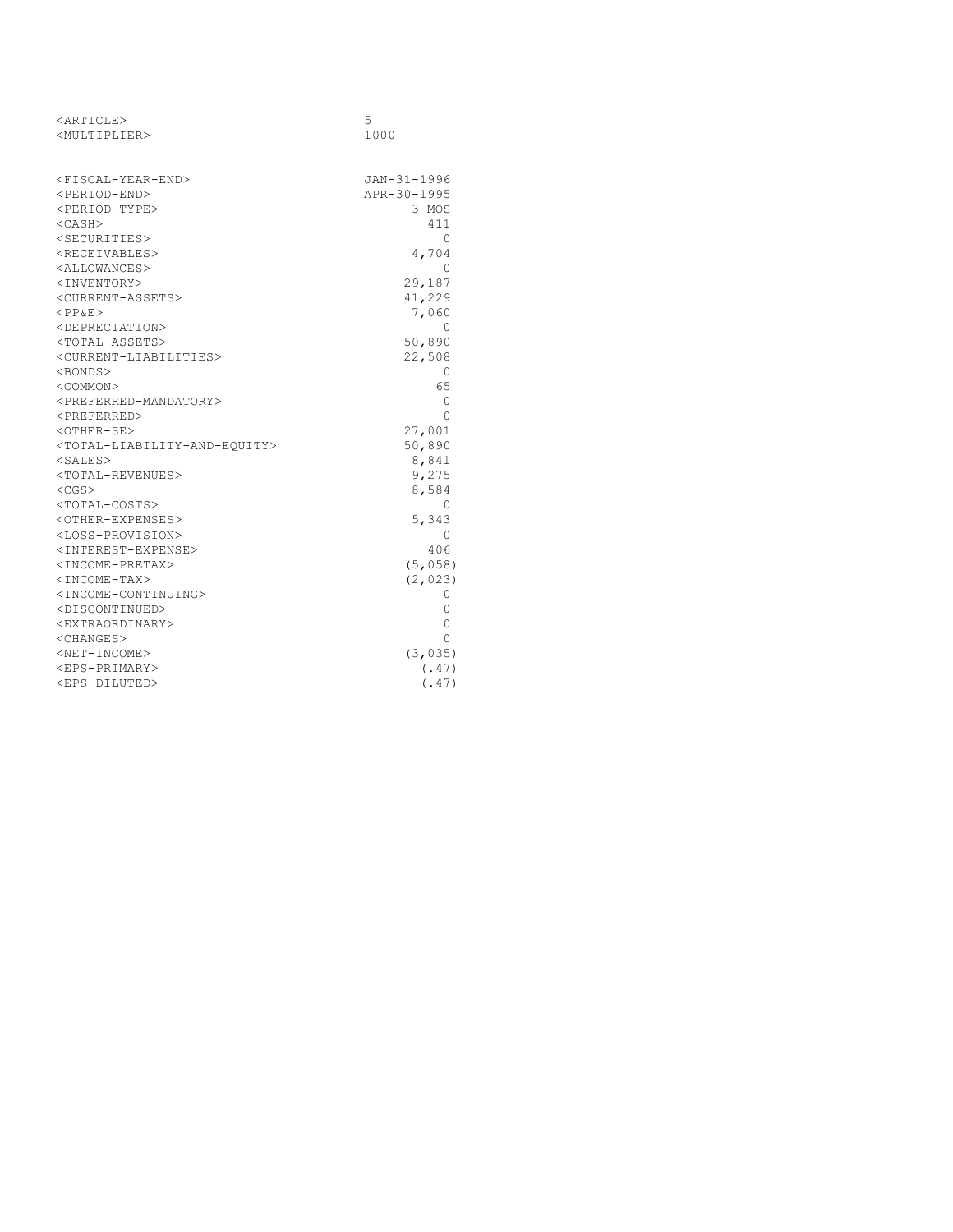| | |
|---|---|
| <ARTICLE> | 5 |
| <MULTIPLIER> | 1000 |
| <FISCAL-YEAR-END> | JAN-31-1996 |
| <PERIOD-END> | APR-30-1995 |
| <PERIOD-TYPE> | 3-MOS |
| <CASH> | 411 |
| <SECURITIES> | 0 |
| <RECEIVABLES> | 4,704 |
| <ALLOWANCES> | 0 |
| <INVENTORY> | 29,187 |
| <CURRENT-ASSETS> | 41,229 |
| <PP&E> | 7,060 |
| <DEPRECIATION> | 0 |
| <TOTAL-ASSETS> | 50,890 |
| <CURRENT-LIABILITIES> | 22,508 |
| <BONDS> | 0 |
| <COMMON> | 65 |
| <PREFERRED-MANDATORY> | 0 |
| <PREFERRED> | 0 |
| <OTHER-SE> | 27,001 |
| <TOTAL-LIABILITY-AND-EQUITY> | 50,890 |
| <SALES> | 8,841 |
| <TOTAL-REVENUES> | 9,275 |
| <CGS> | 8,584 |
| <TOTAL-COSTS> | 0 |
| <OTHER-EXPENSES> | 5,343 |
| <LOSS-PROVISION> | 0 |
| <INTEREST-EXPENSE> | 406 |
| <INCOME-PRETAX> | (5,058) |
| <INCOME-TAX> | (2,023) |
| <INCOME-CONTINUING> | 0 |
| <DISCONTINUED> | 0 |
| <EXTRAORDINARY> | 0 |
| <CHANGES> | 0 |
| <NET-INCOME> | (3,035) |
| <EPS-PRIMARY> | (.47) |
| <EPS-DILUTED> | (.47) |